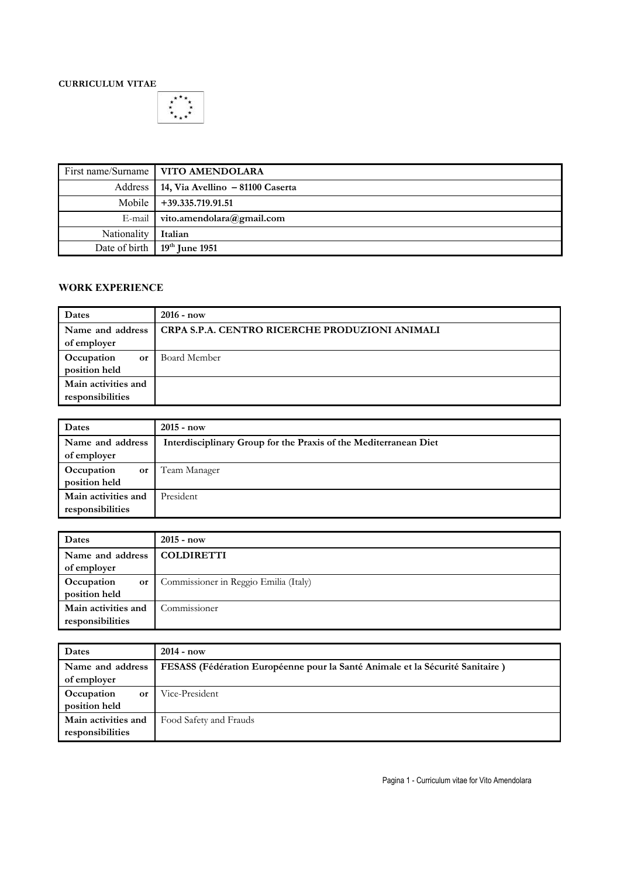**CURRICULUM VITAE**

| First name/Surname | **VITO AMENDOLARA** |
|---|---|
| Address | **14, Via Avellino – 81100 Caserta** |
| Mobile | **+39.335.719.91.51** |
| E-mail | **vito.amendolara@gmail.com** |
| Nationality | **Italian** |
| Date of birth | **19th June 1951** |

## WORK EXPERIENCE

| **Dates** | **2016 - now** |
|---|---|
| **Name and address of employer** | **CRPA S.P.A. CENTRO RICERCHE PRODUZIONI ANIMALI** |
| **Occupation or position held** | Board Member |
| **Main activities and responsibilities** | |

| **Dates** | **2015 - now** |
|---|---|
| **Name and address of employer** | **Interdisciplinary Group for the Praxis of the Mediterranean Diet** |
| **Occupation or position held** | Team Manager |
| **Main activities and responsibilities** | President |

| **Dates** | **2015 - now** |
|---|---|
| **Name and address of employer** | **COLDIRETTI** |
| **Occupation or position held** | Commissioner in Reggio Emilia (Italy) |
| **Main activities and responsibilities** | Commissioner |

| **Dates** | **2014 - now** |
|---|---|
| **Name and address of employer** | **FESASS (Fédération Européenne pour la Santé Animale et la Sécurité Sanitaire )** |
| **Occupation or position held** | Vice-President |
| **Main activities and responsibilities** | Food Safety and Frauds |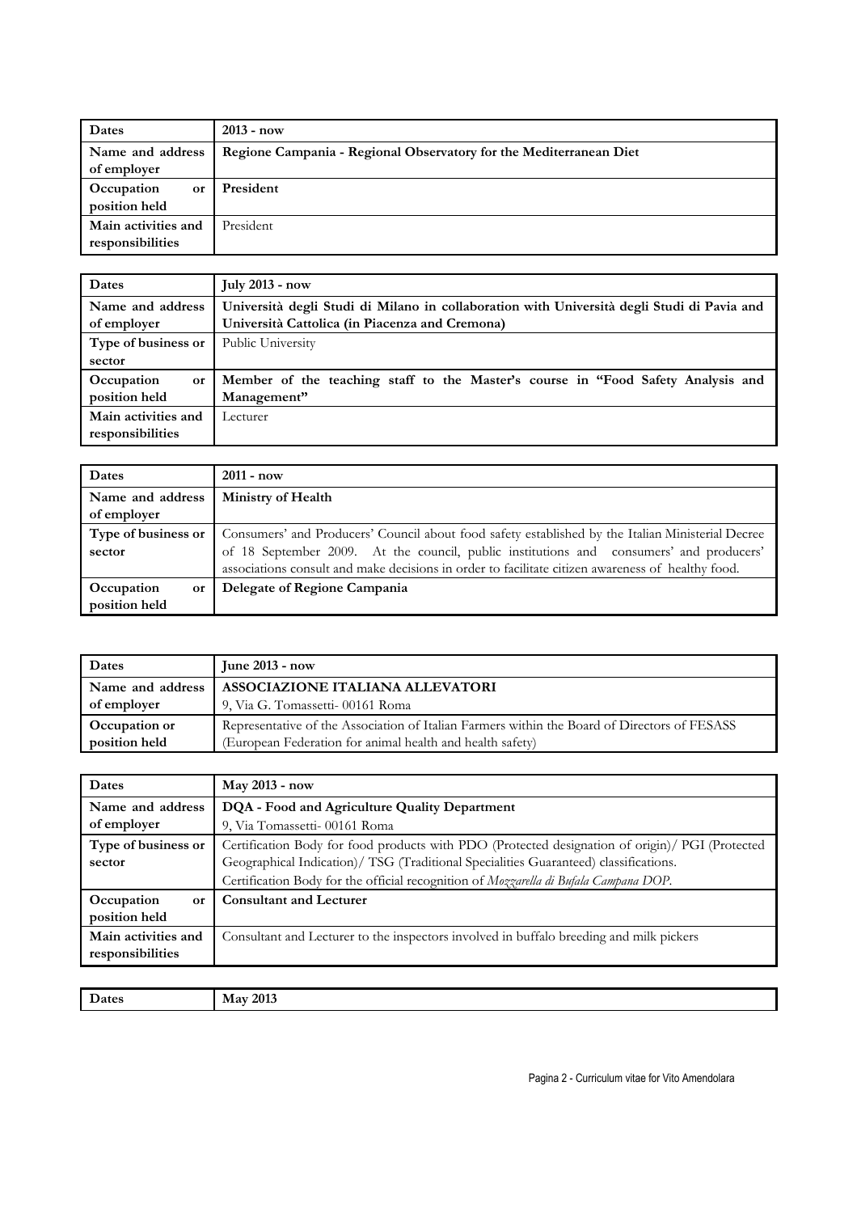| Dates | **2013 - now** |
|---|---|
| Name and address of employer | **Regione Campania - Regional Observatory for the Mediterranean Diet** |
| Occupation or position held | **President** |
| Main activities and responsibilities | President |

| Dates | **July 2013 - now** |
|---|---|
| Name and address of employer | **Università degli Studi di Milano in collaboration with Università degli Studi di Pavia and Università Cattolica (in Piacenza and Cremona)** |
| Type of business or sector | Public University |
| Occupation or position held | **Member of the teaching staff to the Master's course in "Food Safety Analysis and Management"** |
| Main activities and responsibilities | Lecturer |

| Dates | **2011 - now** |
|---|---|
| Name and address of employer | **Ministry of Health** |
| Type of business or sector | Consumers' and Producers' Council about food safety established by the Italian Ministerial Decree of 18 September 2009. At the council, public institutions and consumers' and producers' associations consult and make decisions in order to facilitate citizen awareness of healthy food. |
| Occupation or position held | **Delegate of Regione Campania** |

| Dates | **June 2013 - now** |
|---|---|
| Name and address of employer | **ASSOCIAZIONE ITALIANA ALLEVATORI**<br>9, Via G. Tomassetti- 00161 Roma |
| Occupation or position held | Representative of the Association of Italian Farmers within the Board of Directors of FESASS (European Federation for animal health and health safety) |

| Dates | **May 2013 - now** |
|---|---|
| Name and address of employer | **DQA - Food and Agriculture Quality Department**<br>9, Via Tomassetti- 00161 Roma |
| Type of business or sector | Certification Body for food products with PDO (Protected designation of origin)/ PGI (Protected Geographical Indication)/ TSG (Traditional Specialities Guaranteed) classifications.<br>Certification Body for the official recognition of *Mozzarella di Bufala Campana DOP*. |
| Occupation or position held | **Consultant and Lecturer** |
| Main activities and responsibilities | Consultant and Lecturer to the inspectors involved in buffalo breeding and milk pickers |

| Dates | **May 2013** |
|---|---|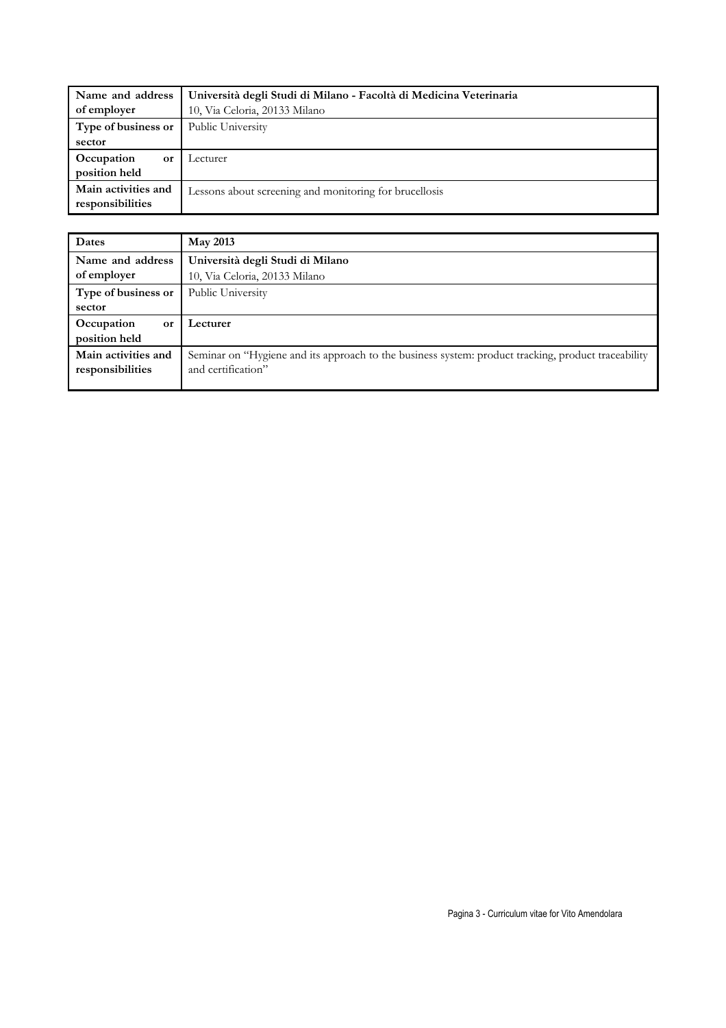| | |
|---|---|
| **Name and address of employer** | **Università degli Studi di Milano - Facoltà di Medicina Veterinaria**<br>10, Via Celoria, 20133 Milano |
| **Type of business or sector** | Public University |
| **Occupation or position held** | Lecturer |
| **Main activities and responsibilities** | Lessons about screening and monitoring for brucellosis |

| | |
|---|---|
| **Dates** | **May 2013** |
| **Name and address of employer** | **Università degli Studi di Milano**<br>10, Via Celoria, 20133 Milano |
| **Type of business or sector** | Public University |
| **Occupation or position held** | **Lecturer** |
| **Main activities and responsibilities** | Seminar on "Hygiene and its approach to the business system: product tracking, product traceability and certification" |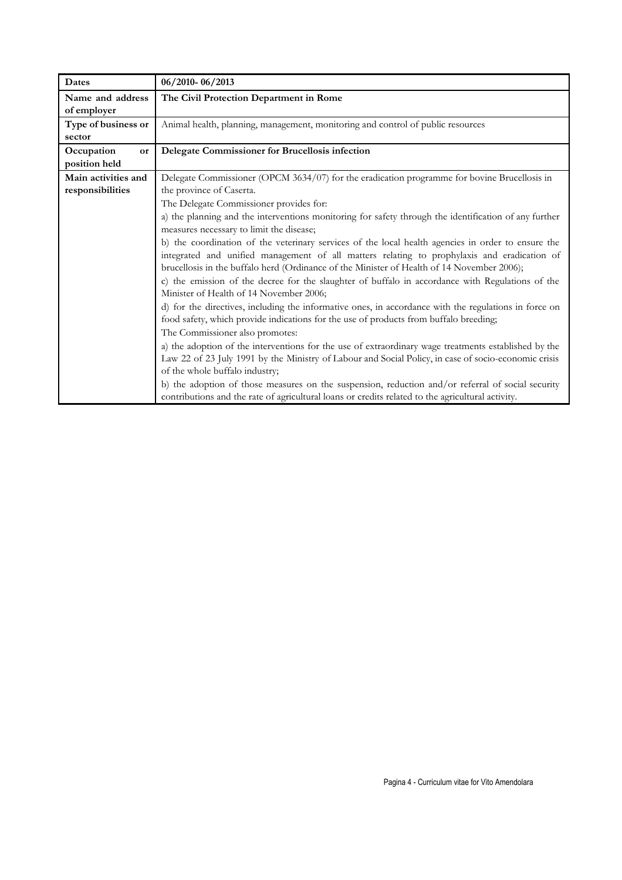| Dates | 06/2010- 06/2013 |
|---|---|
| Name and address of employer | **The Civil Protection Department in Rome** |
| Type of business or sector | Animal health, planning, management, monitoring and control of public resources |
| Occupation or position held | **Delegate Commissioner for Brucellosis infection** |
| Main activities and responsibilities | Delegate Commissioner (OPCM 3634/07) for the eradication programme for bovine Brucellosis in the province of Caserta.<br>The Delegate Commissioner provides for:<br>a) the planning and the interventions monitoring for safety through the identification of any further measures necessary to limit the disease;<br>b) the coordination of the veterinary services of the local health agencies in order to ensure the integrated and unified management of all matters relating to prophylaxis and eradication of brucellosis in the buffalo herd (Ordinance of the Minister of Health of 14 November 2006);<br>c) the emission of the decree for the slaughter of buffalo in accordance with Regulations of the Minister of Health of 14 November 2006;<br>d) for the directives, including the informative ones, in accordance with the regulations in force on food safety, which provide indications for the use of products from buffalo breeding;<br>The Commissioner also promotes:<br>a) the adoption of the interventions for the use of extraordinary wage treatments established by the Law 22 of 23 July 1991 by the Ministry of Labour and Social Policy, in case of socio-economic crisis of the whole buffalo industry;<br>b) the adoption of those measures on the suspension, reduction and/or referral of social security contributions and the rate of agricultural loans or credits related to the agricultural activity. |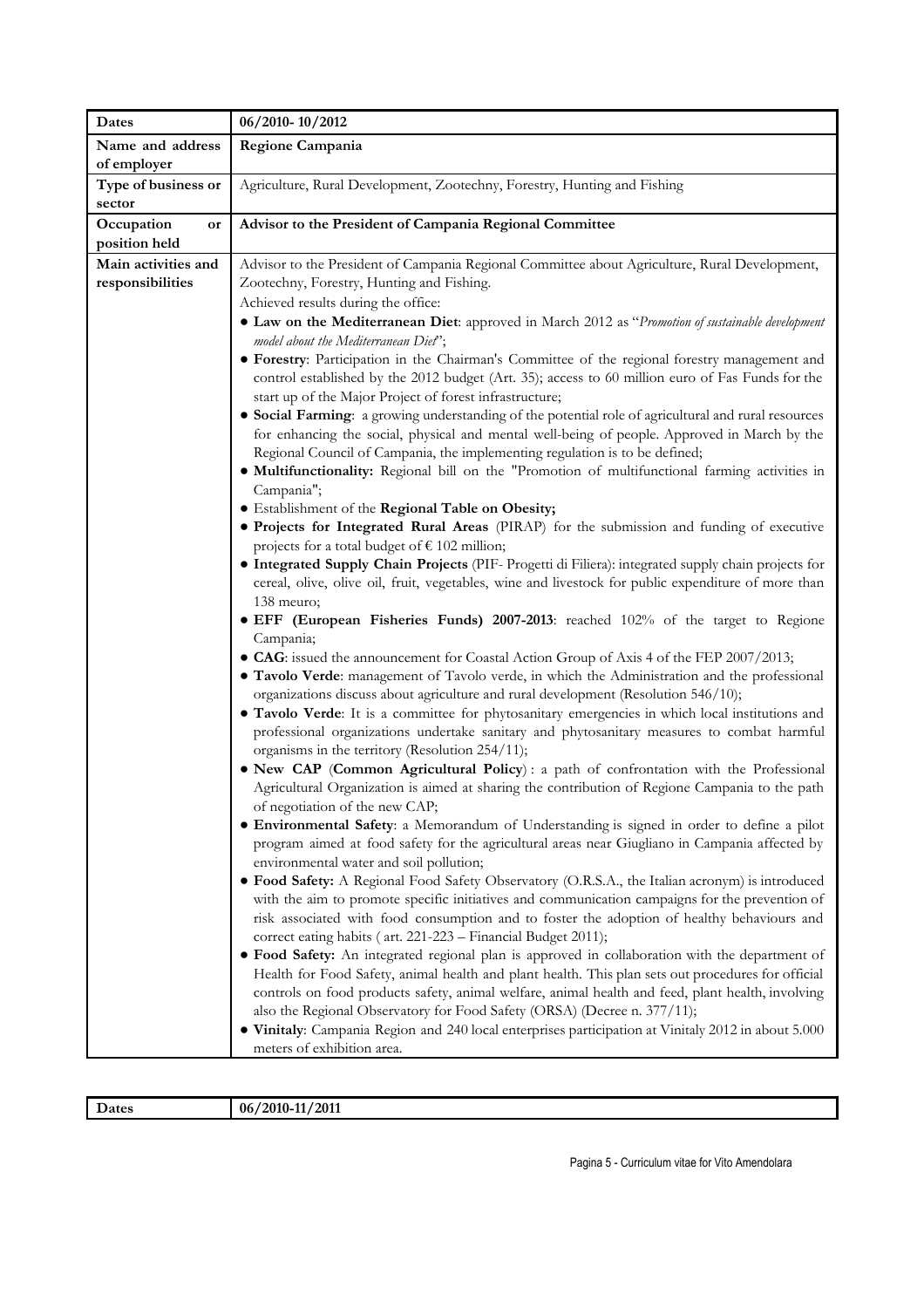| Dates | 06/2010- 10/2012 |
|---|---|
| Name and address of employer | **Regione Campania** |
| Type of business or sector | Agriculture, Rural Development, Zootechny, Forestry, Hunting and Fishing |
| Occupation or position held | **Advisor to the President of Campania Regional Committee** |
| Main activities and responsibilities | Advisor to the President of Campania Regional Committee about Agriculture, Rural Development, Zootechny, Forestry, Hunting and Fishing.<br>Achieved results during the office:<br>● **Law on the Mediterranean Diet**: approved in March 2012 as "*Promotion of sustainable development model about the Mediterranean Diet*";<br>● **Forestry**: Participation in the Chairman's Committee of the regional forestry management and control established by the 2012 budget (Art. 35); access to 60 million euro of Fas Funds for the start up of the Major Project of forest infrastructure;<br>● **Social Farming**: a growing understanding of the potential role of agricultural and rural resources for enhancing the social, physical and mental well-being of people. Approved in March by the Regional Council of Campania, the implementing regulation is to be defined;<br>● **Multifunctionality:** Regional bill on the "Promotion of multifunctional farming activities in Campania";<br>● Establishment of the **Regional Table on Obesity;**<br>● **Projects for Integrated Rural Areas** (PIRAP) for the submission and funding of executive projects for a total budget of € 102 million;<br>● **Integrated Supply Chain Projects** (PIF- Progetti di Filiera): integrated supply chain projects for cereal, olive, olive oil, fruit, vegetables, wine and livestock for public expenditure of more than 138 meuro;<br>● **EFF (European Fisheries Funds) 2007-2013**: reached 102% of the target to Regione Campania;<br>● **CAG**: issued the announcement for Coastal Action Group of Axis 4 of the FEP 2007/2013;<br>● **Tavolo Verde**: management of Tavolo verde, in which the Administration and the professional organizations discuss about agriculture and rural development (Resolution 546/10);<br>● **Tavolo Verde**: It is a committee for phytosanitary emergencies in which local institutions and professional organizations undertake sanitary and phytosanitary measures to combat harmful organisms in the territory (Resolution 254/11);<br>● **New CAP** (**Common Agricultural Policy**) : a path of confrontation with the Professional Agricultural Organization is aimed at sharing the contribution of Regione Campania to the path of negotiation of the new CAP;<br>● **Environmental Safety**: a Memorandum of Understanding is signed in order to define a pilot program aimed at food safety for the agricultural areas near Giugliano in Campania affected by environmental water and soil pollution;<br>● **Food Safety:** A Regional Food Safety Observatory (O.R.S.A., the Italian acronym) is introduced with the aim to promote specific initiatives and communication campaigns for the prevention of risk associated with food consumption and to foster the adoption of healthy behaviours and correct eating habits ( art. 221-223 – Financial Budget 2011);<br>● **Food Safety:** An integrated regional plan is approved in collaboration with the department of Health for Food Safety, animal health and plant health. This plan sets out procedures for official controls on food products safety, animal welfare, animal health and feed, plant health, involving also the Regional Observatory for Food Safety (ORSA) (Decree n. 377/11);<br>● **Vinitaly**: Campania Region and 240 local enterprises participation at Vinitaly 2012 in about 5.000 meters of exhibition area. |

| Dates | 06/2010-11/2011 |
|---|---|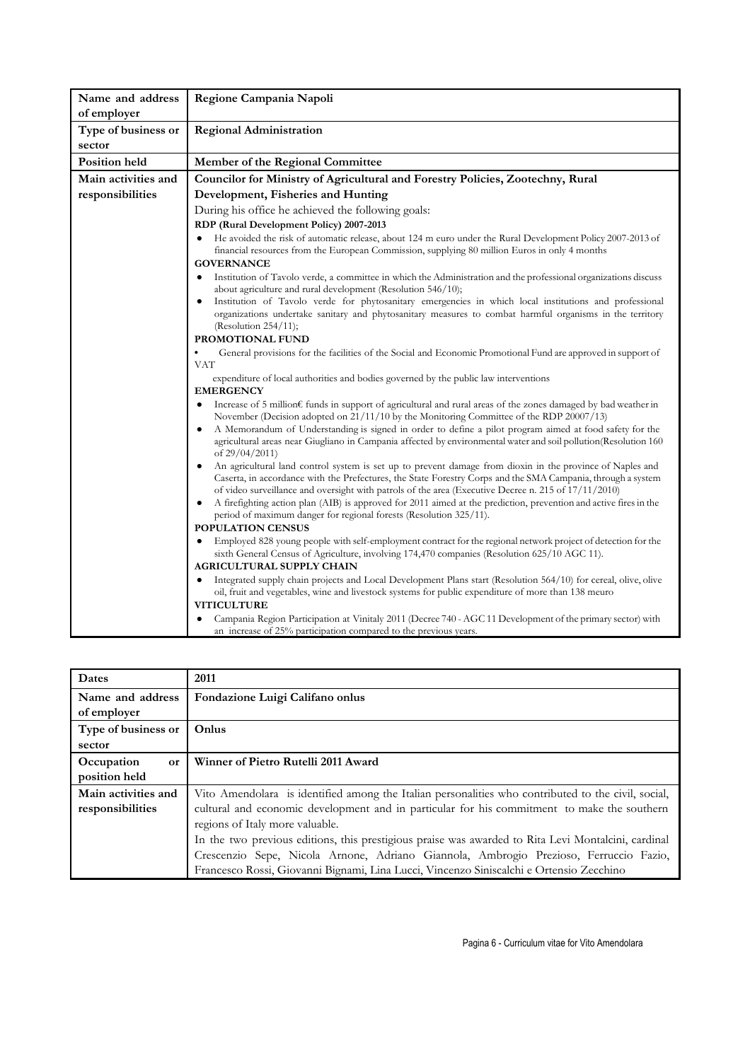| Name and address of employer | Regione Campania Napoli |
|---|---|
| Type of business or sector | Regional Administration |
| Position held | Member of the Regional Committee |
| Main activities and responsibilities | **Councilor for Ministry of Agricultural and Forestry Policies, Zootechny, Rural Development, Fisheries and Hunting**<br>During his office he achieved the following goals:<br>**RDP (Rural Development Policy) 2007-2013**<br>• He avoided the risk of automatic release, about 124 m euro under the Rural Development Policy 2007-2013 of financial resources from the European Commission, supplying 80 million Euros in only 4 months<br>**GOVERNANCE**<br>• Institution of Tavolo verde, a committee in which the Administration and the professional organizations discuss about agriculture and rural development (Resolution 546/10);<br>• Institution of Tavolo verde for phytosanitary emergencies in which local institutions and professional organizations undertake sanitary and phytosanitary measures to combat harmful organisms in the territory (Resolution 254/11);<br>**PROMOTIONAL FUND**<br>• General provisions for the facilities of the Social and Economic Promotional Fund are approved in support of VAT<br>expenditure of local authorities and bodies governed by the public law interventions<br>**EMERGENCY**<br>• Increase of 5 million€ funds in support of agricultural and rural areas of the zones damaged by bad weather in November (Decision adopted on 21/11/10 by the Monitoring Committee of the RDP 20007/13)<br>• A Memorandum of Understanding is signed in order to define a pilot program aimed at food safety for the agricultural areas near Giugliano in Campania affected by environmental water and soil pollution(Resolution 160 of 29/04/2011)<br>• An agricultural land control system is set up to prevent damage from dioxin in the province of Naples and Caserta, in accordance with the Prefectures, the State Forestry Corps and the SMA Campania, through a system of video surveillance and oversight with patrols of the area (Executive Decree n. 215 of 17/11/2010)<br>• A firefighting action plan (AIB) is approved for 2011 aimed at the prediction, prevention and active fires in the period of maximum danger for regional forests (Resolution 325/11).<br>**POPULATION CENSUS**<br>• Employed 828 young people with self-employment contract for the regional network project of detection for the sixth General Census of Agriculture, involving 174,470 companies (Resolution 625/10 AGC 11).<br>**AGRICULTURAL SUPPLY CHAIN**<br>• Integrated supply chain projects and Local Development Plans start (Resolution 564/10) for cereal, olive, olive oil, fruit and vegetables, wine and livestock systems for public expenditure of more than 138 meuro<br>**VITICULTURE**<br>• Campania Region Participation at Vinitaly 2011 (Decree 740 - AGC 11 Development of the primary sector) with an increase of 25% participation compared to the previous years. |

| Dates | 2011 |
|---|---|
| Name and address of employer | **Fondazione Luigi Califano onlus** |
| Type of business or sector | **Onlus** |
| Occupation or position held | **Winner of Pietro Rutelli 2011 Award** |
| Main activities and responsibilities | Vito Amendolara is identified among the Italian personalities who contributed to the civil, social, cultural and economic development and in particular for his commitment to make the southern regions of Italy more valuable.<br>In the two previous editions, this prestigious praise was awarded to Rita Levi Montalcini, cardinal Crescenzio Sepe, Nicola Arnone, Adriano Giannola, Ambrogio Prezioso, Ferruccio Fazio, Francesco Rossi, Giovanni Bignami, Lina Lucci, Vincenzo Siniscalchi e Ortensio Zecchino |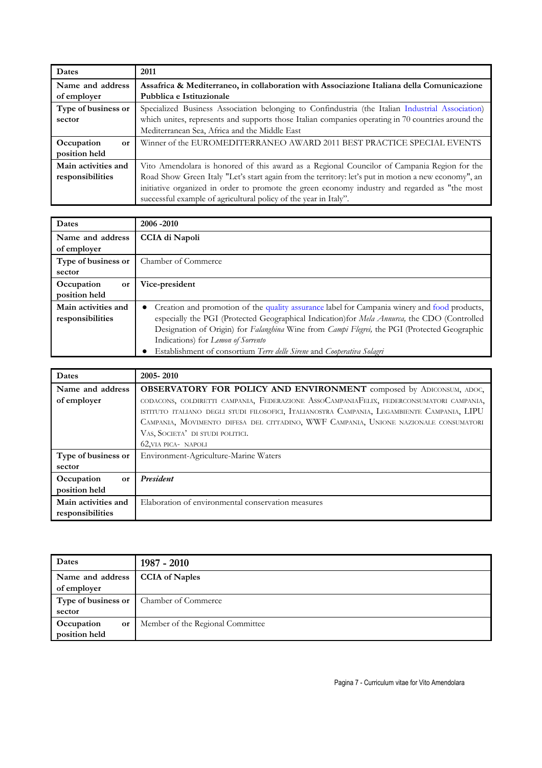| Dates | 2011 |
|---|---|
| Name and address of employer | **Assafrica & Mediterraneo, in collaboration with Associazione Italiana della Comunicazione Pubblica e Istituzionale** |
| Type of business or sector | Specialized Business Association belonging to Confindustria (the Italian Industrial Association) which unites, represents and supports those Italian companies operating in 70 countries around the Mediterranean Sea, Africa and the Middle East |
| Occupation or position held | Winner of the EUROMEDITERRANEO AWARD 2011 BEST PRACTICE SPECIAL EVENTS |
| Main activities and responsibilities | Vito Amendolara is honored of this award as a Regional Councilor of Campania Region for the Road Show Green Italy "Let's start again from the territory: let's put in motion a new economy", an initiative organized in order to promote the green economy industry and regarded as "the most successful example of agricultural policy of the year in Italy". |

| Dates | 2006 -2010 |
|---|---|
| Name and address of employer | **CCIA di Napoli** |
| Type of business or sector | Chamber of Commerce |
| Occupation or position held | Vice-president |
| Main activities and responsibilities | • Creation and promotion of the quality assurance label for Campania winery and food products, especially the PGI (Protected Geographical Indication)for *Mela Annurca,* the CDO (Controlled Designation of Origin) for *Falanghina* Wine from *Campi Flegrei,* the PGI (Protected Geographic Indications) for *Lemon of Sorrento*<br>• Establishment of consortium *Terre delle Sirene* and *Cooperativa Solagri* |

| Dates | 2005- 2010 |
|---|---|
| Name and address of employer | **OBSERVATORY FOR POLICY AND ENVIRONMENT** composed by Adiconsum, adoc, codacons, coldiretti campania, Federazione AssoCampaniaFelix, federconsumatori campania, istituto italiano degli studi filosofici, Italianostra Campania, Legambiente Campania, LIPU Campania, Movimento difesa del cittadino, WWF Campania, Unione nazionale consumatori Vas, Societa' di studi politici.<br>62,via pica- napoli |
| Type of business or sector | Environment-Agriculture-Marine Waters |
| Occupation or position held | ***President*** |
| Main activities and responsibilities | Elaboration of environmental conservation measures |

| Dates | 1987 - 2010 |
|---|---|
| Name and address of employer | **CCIA of Naples** |
| Type of business or sector | Chamber of Commerce |
| Occupation or position held | Member of the Regional Committee |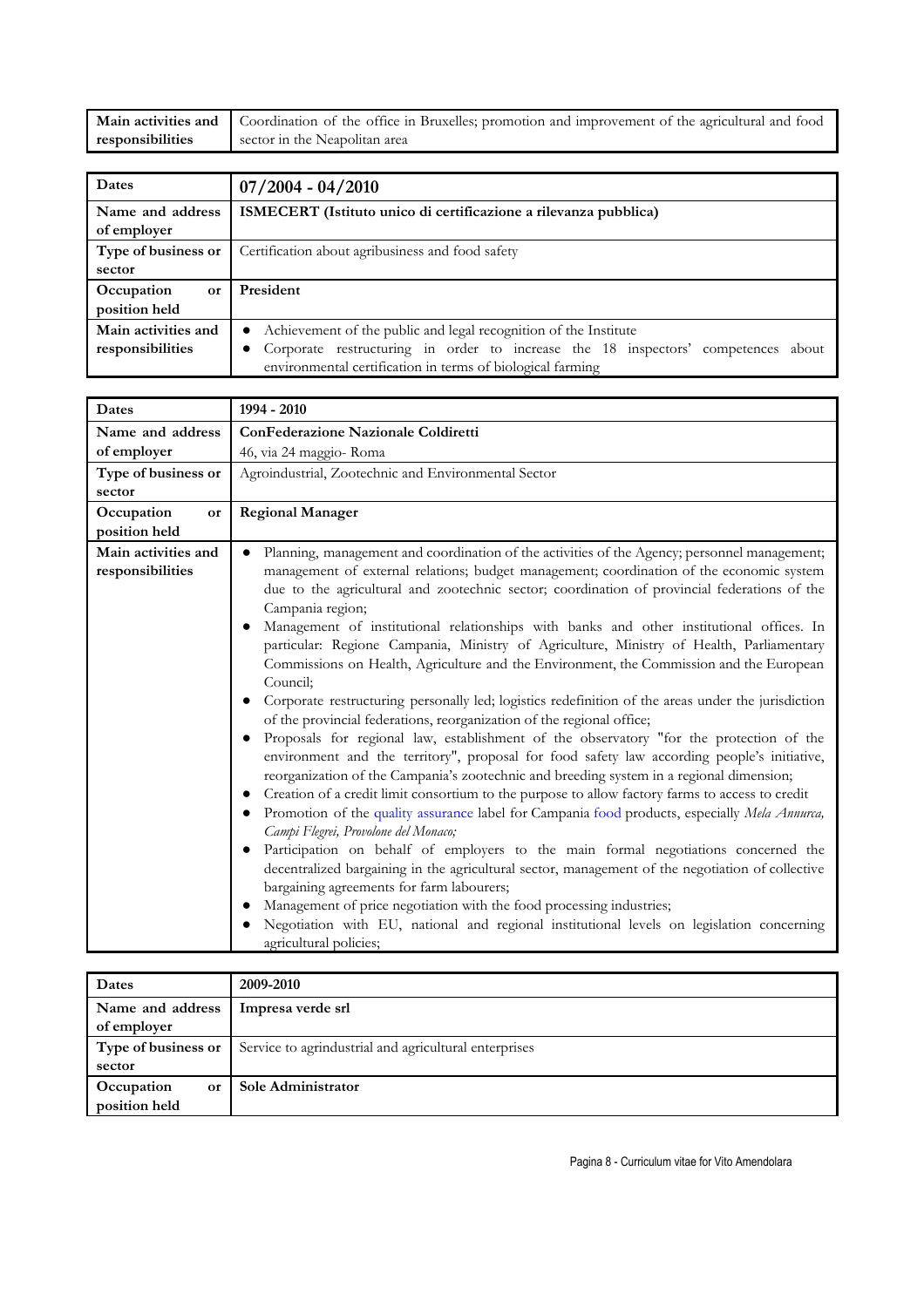| Main activities and responsibilities | Coordination of the office in Bruxelles; promotion and improvement of the agricultural and food sector in the Neapolitan area |
|---|---|

| Dates | **07/2004 - 04/2010** |
|---|---|
| Name and address of employer | **ISMECERT (Istituto unico di certificazione a rilevanza pubblica)** |
| Type of business or sector | Certification about agribusiness and food safety |
| Occupation or position held | **President** |
| Main activities and responsibilities | • Achievement of the public and legal recognition of the Institute<br>• Corporate restructuring in order to increase the 18 inspectors' competences about environmental certification in terms of biological farming |

| Dates | 1994 - 2010 |
|---|---|
| Name and address of employer | **ConFederazione Nazionale Coldiretti**<br>46, via 24 maggio- Roma |
| Type of business or sector | Agroindustrial, Zootechnic and Environmental Sector |
| Occupation or position held | **Regional Manager** |
| Main activities and responsibilities | • Planning, management and coordination of the activities of the Agency; personnel management; management of external relations; budget management; coordination of the economic system due to the agricultural and zootechnic sector; coordination of provincial federations of the Campania region;<br>• Management of institutional relationships with banks and other institutional offices. In particular: Regione Campania, Ministry of Agriculture, Ministry of Health, Parliamentary Commissions on Health, Agriculture and the Environment, the Commission and the European Council;<br>• Corporate restructuring personally led; logistics redefinition of the areas under the jurisdiction of the provincial federations, reorganization of the regional office;<br>• Proposals for regional law, establishment of the observatory "for the protection of the environment and the territory", proposal for food safety law according people's initiative, reorganization of the Campania's zootechnic and breeding system in a regional dimension;<br>• Creation of a credit limit consortium to the purpose to allow factory farms to access to credit<br>• Promotion of the quality assurance label for Campania food products, especially *Mela Annurca, Campi Flegrei, Provolone del Monaco;*<br>• Participation on behalf of employers to the main formal negotiations concerned the decentralized bargaining in the agricultural sector, management of the negotiation of collective bargaining agreements for farm labourers;<br>• Management of price negotiation with the food processing industries;<br>• Negotiation with EU, national and regional institutional levels on legislation concerning agricultural policies; |

| Dates | 2009-2010 |
|---|---|
| Name and address of employer | **Impresa verde srl** |
| Type of business or sector | Service to agrindustrial and agricultural enterprises |
| Occupation or position held | **Sole Administrator** |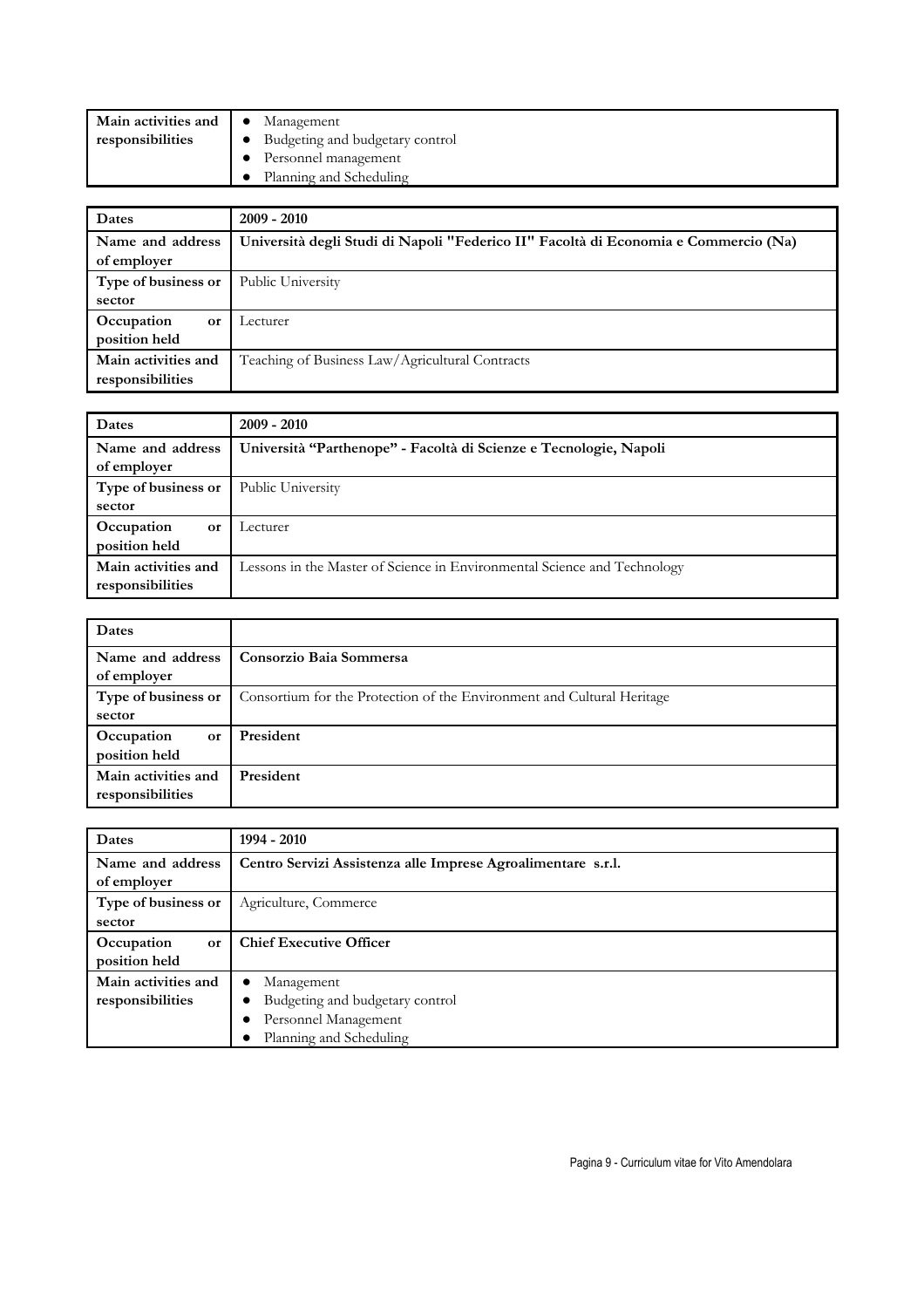| Main activities and responsibilities | • Management<br>• Budgeting and budgetary control<br>• Personnel management<br>• Planning and Scheduling |
|---|---|

| Dates | 2009 - 2010 |
|---|---|
| Name and address of employer | **Università degli Studi di Napoli "Federico II" Facoltà di Economia e Commercio (Na)** |
| Type of business or sector | Public University |
| Occupation or position held | Lecturer |
| Main activities and responsibilities | Teaching of Business Law/Agricultural Contracts |

| Dates | 2009 - 2010 |
|---|---|
| Name and address of employer | **Università "Parthenope" - Facoltà di Scienze e Tecnologie, Napoli** |
| Type of business or sector | Public University |
| Occupation or position held | Lecturer |
| Main activities and responsibilities | Lessons in the Master of Science in Environmental Science and Technology |

| Dates | |
|---|---|
| Name and address of employer | **Consorzio Baia Sommersa** |
| Type of business or sector | Consortium for the Protection of the Environment and Cultural Heritage |
| Occupation or position held | **President** |
| Main activities and responsibilities | **President** |

| Dates | 1994 - 2010 |
|---|---|
| Name and address of employer | **Centro Servizi Assistenza alle Imprese Agroalimentare s.r.l.** |
| Type of business or sector | Agriculture, Commerce |
| Occupation or position held | **Chief Executive Officer** |
| Main activities and responsibilities | • Management<br>• Budgeting and budgetary control<br>• Personnel Management<br>• Planning and Scheduling |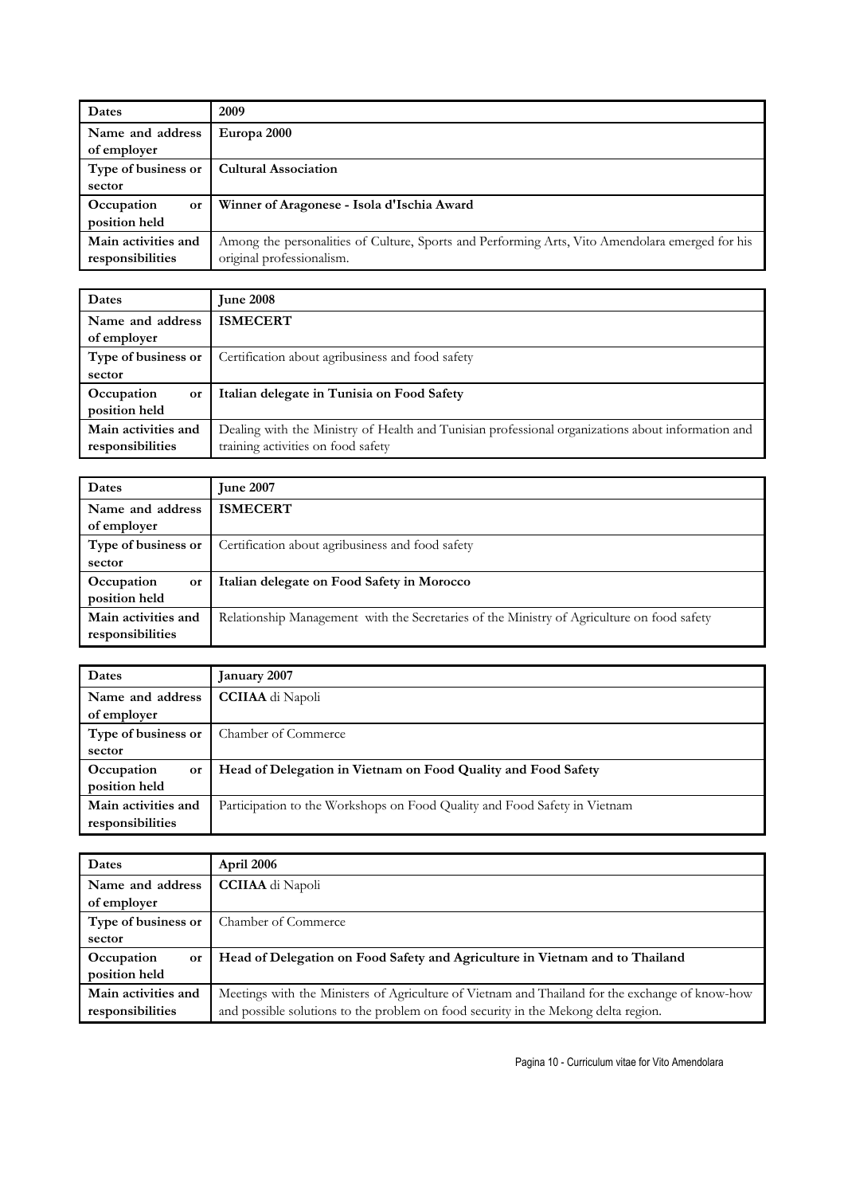| Dates | **2009** |
| --- | --- |
| **Name and address of employer** | **Europa 2000** |
| **Type of business or sector** | **Cultural Association** |
| **Occupation or position held** | **Winner of Aragonese - Isola d'Ischia Award** |
| **Main activities and responsibilities** | Among the personalities of Culture, Sports and Performing Arts, Vito Amendolara emerged for his original professionalism. |

| Dates | **June 2008** |
| --- | --- |
| **Name and address of employer** | **ISMECERT** |
| **Type of business or sector** | Certification about agribusiness and food safety |
| **Occupation or position held** | **Italian delegate in Tunisia on Food Safety** |
| **Main activities and responsibilities** | Dealing with the Ministry of Health and Tunisian professional organizations about information and training activities on food safety |

| Dates | **June 2007** |
| --- | --- |
| **Name and address of employer** | **ISMECERT** |
| **Type of business or sector** | Certification about agribusiness and food safety |
| **Occupation or position held** | **Italian delegate on Food Safety in Morocco** |
| **Main activities and responsibilities** | Relationship Management with the Secretaries of the Ministry of Agriculture on food safety |

| Dates | **January 2007** |
| --- | --- |
| **Name and address of employer** | **CCIIAA** di Napoli |
| **Type of business or sector** | Chamber of Commerce |
| **Occupation or position held** | **Head of Delegation in Vietnam on Food Quality and Food Safety** |
| **Main activities and responsibilities** | Participation to the Workshops on Food Quality and Food Safety in Vietnam |

| Dates | **April 2006** |
| --- | --- |
| **Name and address of employer** | **CCIIAA** di Napoli |
| **Type of business or sector** | Chamber of Commerce |
| **Occupation or position held** | **Head of Delegation on Food Safety and Agriculture in Vietnam and to Thailand** |
| **Main activities and responsibilities** | Meetings with the Ministers of Agriculture of Vietnam and Thailand for the exchange of know-how and possible solutions to the problem on food security in the Mekong delta region. |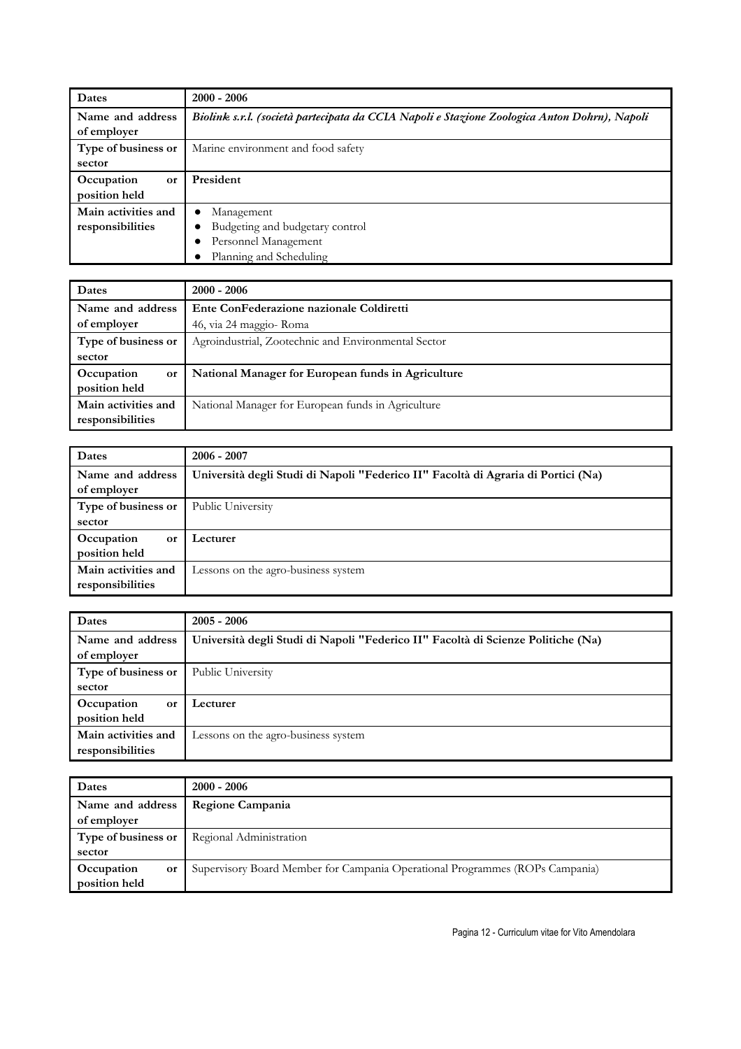| Dates | 2000 - 2006 |
|---|---|
| Name and address of employer | ***Biolink s.r.l. (società partecipata da CCIA Napoli e Stazione Zoologica Anton Dohrn), Napoli*** |
| Type of business or sector | Marine environment and food safety |
| Occupation or position held | **President** |
| Main activities and responsibilities | • Management<br>• Budgeting and budgetary control<br>• Personnel Management<br>• Planning and Scheduling |

| Dates | 2000 - 2006 |
|---|---|
| Name and address of employer | **Ente ConFederazione nazionale Coldiretti**<br>46, via 24 maggio- Roma |
| Type of business or sector | Agroindustrial, Zootechnic and Environmental Sector |
| Occupation or position held | **National Manager for European funds in Agriculture** |
| Main activities and responsibilities | National Manager for European funds in Agriculture |

| Dates | 2006 - 2007 |
|---|---|
| Name and address of employer | **Università degli Studi di Napoli "Federico II" Facoltà di Agraria di Portici (Na)** |
| Type of business or sector | Public University |
| Occupation or position held | **Lecturer** |
| Main activities and responsibilities | Lessons on the agro-business system |

| Dates | 2005 - 2006 |
|---|---|
| Name and address of employer | **Università degli Studi di Napoli "Federico II" Facoltà di Scienze Politiche (Na)** |
| Type of business or sector | Public University |
| Occupation or position held | **Lecturer** |
| Main activities and responsibilities | Lessons on the agro-business system |

| Dates | 2000 - 2006 |
|---|---|
| Name and address of employer | **Regione Campania** |
| Type of business or sector | Regional Administration |
| Occupation or position held | Supervisory Board Member for Campania Operational Programmes (ROPs Campania) |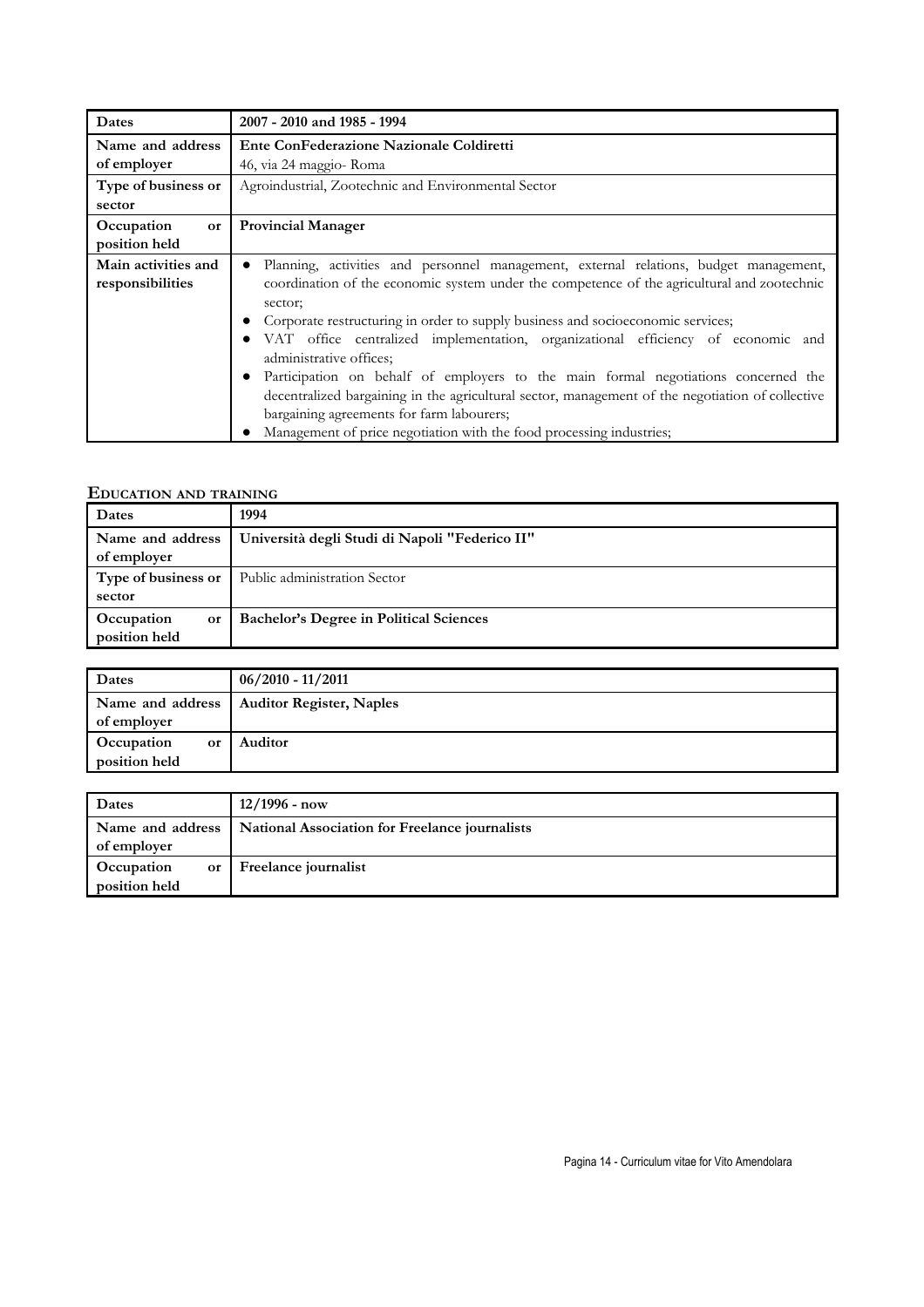| Dates | 2007 - 2010 and 1985 - 1994 |
| --- | --- |
| Name and address of employer | **Ente ConFederazione Nazionale Coldiretti**<br>46, via 24 maggio- Roma |
| Type of business or sector | Agroindustrial, Zootechnic and Environmental Sector |
| Occupation or position held | **Provincial Manager** |
| Main activities and responsibilities | • Planning, activities and personnel management, external relations, budget management, coordination of the economic system under the competence of the agricultural and zootechnic sector;<br>• Corporate restructuring in order to supply business and socioeconomic services;<br>• VAT office centralized implementation, organizational efficiency of economic and administrative offices;<br>• Participation on behalf of employers to the main formal negotiations concerned the decentralized bargaining in the agricultural sector, management of the negotiation of collective bargaining agreements for farm labourers;<br>• Management of price negotiation with the food processing industries; |

## Education and training

| Dates | 1994 |
| --- | --- |
| Name and address of employer | **Università degli Studi di Napoli "Federico II"** |
| Type of business or sector | Public administration Sector |
| Occupation or position held | **Bachelor's Degree in Political Sciences** |

| Dates | 06/2010 - 11/2011 |
| --- | --- |
| Name and address of employer | **Auditor Register, Naples** |
| Occupation or position held | **Auditor** |

| Dates | 12/1996 - now |
| --- | --- |
| Name and address of employer | **National Association for Freelance journalists** |
| Occupation or position held | **Freelance journalist** |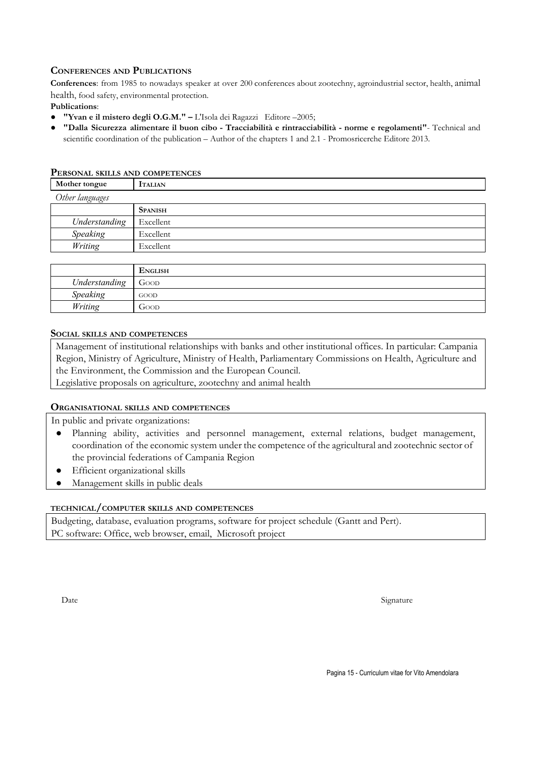## Conferences and Publications

**Conferences**: from 1985 to nowadays speaker at over 200 conferences about zootechny, agroindustrial sector, health, animal health, food safety, environmental protection.

**Publications**:

- **"Yvan e il mistero degli O.G.M." –** L'Isola dei Ragazzi Editore –2005;
- **"Dalla Sicurezza alimentare il buon cibo - Tracciabilità e rintracciabilità - norme e regolamenti"**- Technical and scientific coordination of the publication – Author of the chapters 1 and 2.1 - Promosricerche Editore 2013.

## Personal skills and competences

| **Mother tongue** | **Italian** |
|---|---|

*Other languages*

| | **Spanish** |
|---|---|
| *Understanding* | Excellent |
| *Speaking* | Excellent |
| *Writing* | Excellent |

| | **English** |
|---|---|
| *Understanding* | Good |
| *Speaking* | good |
| *Writing* | Good |

## Social skills and competences

Management of institutional relationships with banks and other institutional offices. In particular: Campania Region, Ministry of Agriculture, Ministry of Health, Parliamentary Commissions on Health, Agriculture and the Environment, the Commission and the European Council.
Legislative proposals on agriculture, zootechny and animal health

## Organisational skills and competences

In public and private organizations:

- Planning ability, activities and personnel management, external relations, budget management, coordination of the economic system under the competence of the agricultural and zootechnic sector of the provincial federations of Campania Region
- Efficient organizational skills
- Management skills in public deals

## technical/computer skills and competences

Budgeting, database, evaluation programs, software for project schedule (Gantt and Pert).
PC software: Office, web browser, email, Microsoft project

Date Signature